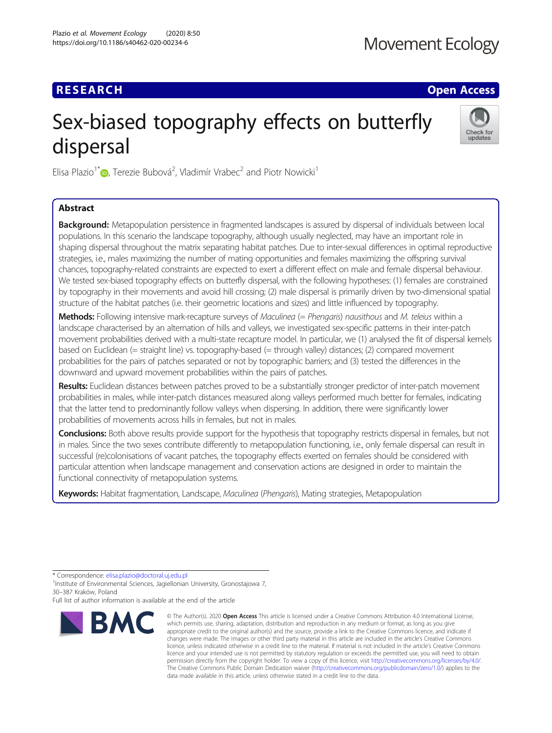RESEARCH

Open Access

# Sex-biased topography effects on butterfly dispersal

Elisa Plazio[1*], Terezie Bubová[2], Vladimír Vrabec[2] and Piotr Nowicki[1]

## Abstract

**Background:** Metapopulation persistence in fragmented landscapes is assured by dispersal of individuals between local populations. In this scenario the landscape topography, although usually neglected, may have an important role in shaping dispersal throughout the matrix separating habitat patches. Due to inter-sexual differences in optimal reproductive strategies, i.e., males maximizing the number of mating opportunities and females maximizing the offspring survival chances, topography-related constraints are expected to exert a different effect on male and female dispersal behaviour. We tested sex-biased topography effects on butterfly dispersal, with the following hypotheses: (1) females are constrained by topography in their movements and avoid hill crossing; (2) male dispersal is primarily driven by two-dimensional spatial structure of the habitat patches (i.e. their geometric locations and sizes) and little influenced by topography.

**Methods:** Following intensive mark-recapture surveys of *Maculinea* (= *Phengaris*) *nausithous* and *M. teleius* within a landscape characterised by an alternation of hills and valleys, we investigated sex-specific patterns in their inter-patch movement probabilities derived with a multi-state recapture model. In particular, we (1) analysed the fit of dispersal kernels based on Euclidean (= straight line) vs. topography-based (= through valley) distances; (2) compared movement probabilities for the pairs of patches separated or not by topographic barriers; and (3) tested the differences in the downward and upward movement probabilities within the pairs of patches.

**Results:** Euclidean distances between patches proved to be a substantially stronger predictor of inter-patch movement probabilities in males, while inter-patch distances measured along valleys performed much better for females, indicating that the latter tend to predominantly follow valleys when dispersing. In addition, there were significantly lower probabilities of movements across hills in females, but not in males.

**Conclusions:** Both above results provide support for the hypothesis that topography restricts dispersal in females, but not in males. Since the two sexes contribute differently to metapopulation functioning, i.e., only female dispersal can result in successful (re)colonisations of vacant patches, the topography effects exerted on females should be considered with particular attention when landscape management and conservation actions are designed in order to maintain the functional connectivity of metapopulation systems.

**Keywords:** Habitat fragmentation, Landscape, *Maculinea* (*Phengaris*), Mating strategies, Metapopulation

---

* Correspondence: elisa.plazio@doctoral.uj.edu.pl
[1]Institute of Environmental Sciences, Jagiellonian University, Gronostajowa 7, 30–387 Kraków, Poland
Full list of author information is available at the end of the article

© The Author(s). 2020 **Open Access** This article is licensed under a Creative Commons Attribution 4.0 International License, which permits use, sharing, adaptation, distribution and reproduction in any medium or format, as long as you give appropriate credit to the original author(s) and the source, provide a link to the Creative Commons licence, and indicate if changes were made. The images or other third party material in this article are included in the article's Creative Commons licence, unless indicated otherwise in a credit line to the material. If material is not included in the article's Creative Commons licence and your intended use is not permitted by statutory regulation or exceeds the permitted use, you will need to obtain permission directly from the copyright holder. To view a copy of this licence, visit http://creativecommons.org/licenses/by/4.0/. The Creative Commons Public Domain Dedication waiver (http://creativecommons.org/publicdomain/zero/1.0/) applies to the data made available in this article, unless otherwise stated in a credit line to the data.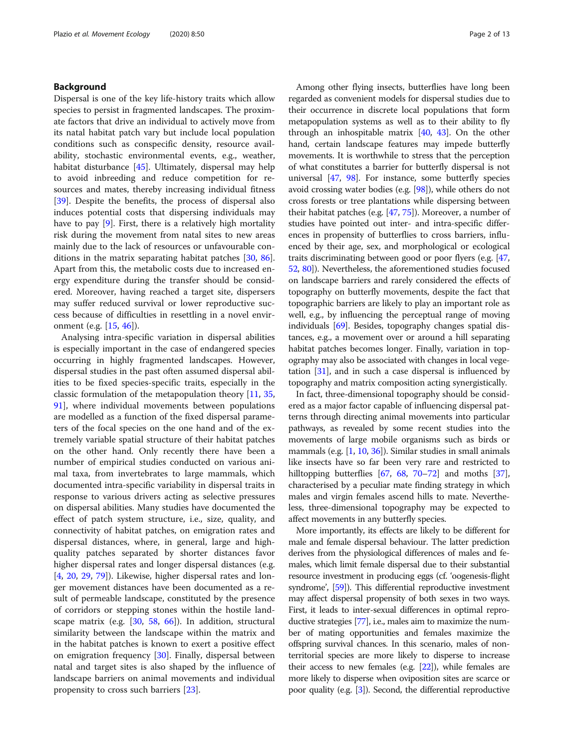## Background

Dispersal is one of the key life-history traits which allow species to persist in fragmented landscapes. The proximate factors that drive an individual to actively move from its natal habitat patch vary but include local population conditions such as conspecific density, resource availability, stochastic environmental events, e.g., weather, habitat disturbance [45]. Ultimately, dispersal may help to avoid inbreeding and reduce competition for resources and mates, thereby increasing individual fitness [39]. Despite the benefits, the process of dispersal also induces potential costs that dispersing individuals may have to pay [9]. First, there is a relatively high mortality risk during the movement from natal sites to new areas mainly due to the lack of resources or unfavourable conditions in the matrix separating habitat patches [30, 86]. Apart from this, the metabolic costs due to increased energy expenditure during the transfer should be considered. Moreover, having reached a target site, dispersers may suffer reduced survival or lower reproductive success because of difficulties in resettling in a novel environment (e.g. [15, 46]).

Analysing intra-specific variation in dispersal abilities is especially important in the case of endangered species occurring in highly fragmented landscapes. However, dispersal studies in the past often assumed dispersal abilities to be fixed species-specific traits, especially in the classic formulation of the metapopulation theory [11, 35, 91], where individual movements between populations are modelled as a function of the fixed dispersal parameters of the focal species on the one hand and of the extremely variable spatial structure of their habitat patches on the other hand. Only recently there have been a number of empirical studies conducted on various animal taxa, from invertebrates to large mammals, which documented intra-specific variability in dispersal traits in response to various drivers acting as selective pressures on dispersal abilities. Many studies have documented the effect of patch system structure, i.e., size, quality, and connectivity of habitat patches, on emigration rates and dispersal distances, where, in general, large and high-quality patches separated by shorter distances favor higher dispersal rates and longer dispersal distances (e.g. [4, 20, 29, 79]). Likewise, higher dispersal rates and longer movement distances have been documented as a result of permeable landscape, constituted by the presence of corridors or stepping stones within the hostile landscape matrix (e.g. [30, 58, 66]). In addition, structural similarity between the landscape within the matrix and in the habitat patches is known to exert a positive effect on emigration frequency [30]. Finally, dispersal between natal and target sites is also shaped by the influence of landscape barriers on animal movements and individual propensity to cross such barriers [23].

Among other flying insects, butterflies have long been regarded as convenient models for dispersal studies due to their occurrence in discrete local populations that form metapopulation systems as well as to their ability to fly through an inhospitable matrix [40, 43]. On the other hand, certain landscape features may impede butterfly movements. It is worthwhile to stress that the perception of what constitutes a barrier for butterfly dispersal is not universal [47, 98]. For instance, some butterfly species avoid crossing water bodies (e.g. [98]), while others do not cross forests or tree plantations while dispersing between their habitat patches (e.g. [47, 75]). Moreover, a number of studies have pointed out inter- and intra-specific differences in propensity of butterflies to cross barriers, influenced by their age, sex, and morphological or ecological traits discriminating between good or poor flyers (e.g. [47, 52, 80]). Nevertheless, the aforementioned studies focused on landscape barriers and rarely considered the effects of topography on butterfly movements, despite the fact that topographic barriers are likely to play an important role as well, e.g., by influencing the perceptual range of moving individuals [69]. Besides, topography changes spatial distances, e.g., a movement over or around a hill separating habitat patches becomes longer. Finally, variation in topography may also be associated with changes in local vegetation [31], and in such a case dispersal is influenced by topography and matrix composition acting synergistically.

In fact, three-dimensional topography should be considered as a major factor capable of influencing dispersal patterns through directing animal movements into particular pathways, as revealed by some recent studies into the movements of large mobile organisms such as birds or mammals (e.g. [1, 10, 36]). Similar studies in small animals like insects have so far been very rare and restricted to hilltopping butterflies [67, 68, 70–72] and moths [37], characterised by a peculiar mate finding strategy in which males and virgin females ascend hills to mate. Nevertheless, three-dimensional topography may be expected to affect movements in any butterfly species.

More importantly, its effects are likely to be different for male and female dispersal behaviour. The latter prediction derives from the physiological differences of males and females, which limit female dispersal due to their substantial resource investment in producing eggs (cf. 'oogenesis-flight syndrome', [59]). This differential reproductive investment may affect dispersal propensity of both sexes in two ways. First, it leads to inter-sexual differences in optimal reproductive strategies [77], i.e., males aim to maximize the number of mating opportunities and females maximize the offspring survival chances. In this scenario, males of non-territorial species are more likely to disperse to increase their access to new females (e.g. [22]), while females are more likely to disperse when oviposition sites are scarce or poor quality (e.g. [3]). Second, the differential reproductive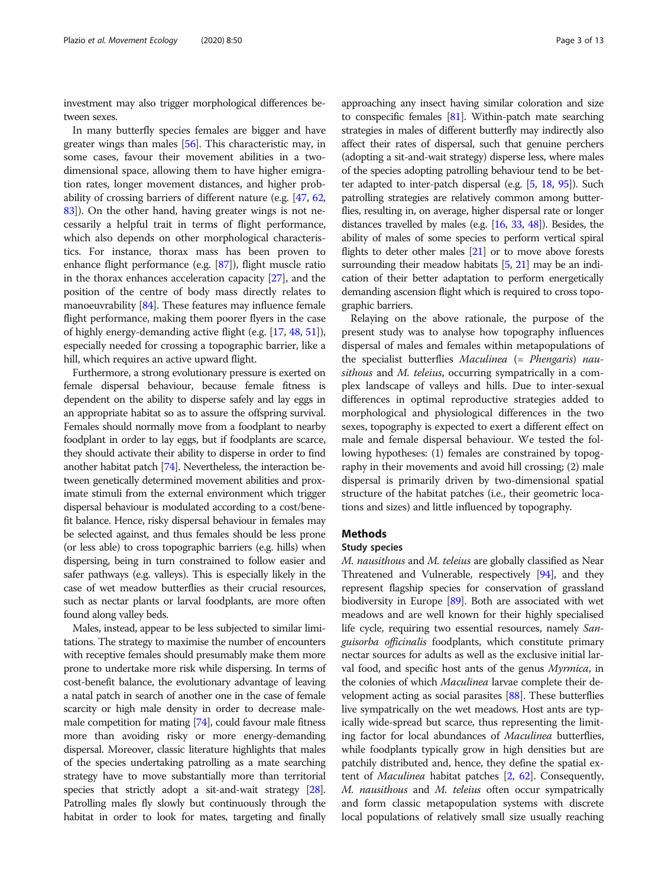investment may also trigger morphological differences between sexes.

In many butterfly species females are bigger and have greater wings than males [56]. This characteristic may, in some cases, favour their movement abilities in a two-dimensional space, allowing them to have higher emigration rates, longer movement distances, and higher probability of crossing barriers of different nature (e.g. [47, 62, 83]). On the other hand, having greater wings is not necessarily a helpful trait in terms of flight performance, which also depends on other morphological characteristics. For instance, thorax mass has been proven to enhance flight performance (e.g. [87]), flight muscle ratio in the thorax enhances acceleration capacity [27], and the position of the centre of body mass directly relates to manoeuvrability [84]. These features may influence female flight performance, making them poorer flyers in the case of highly energy-demanding active flight (e.g. [17, 48, 51]), especially needed for crossing a topographic barrier, like a hill, which requires an active upward flight.

Furthermore, a strong evolutionary pressure is exerted on female dispersal behaviour, because female fitness is dependent on the ability to disperse safely and lay eggs in an appropriate habitat so as to assure the offspring survival. Females should normally move from a foodplant to nearby foodplant in order to lay eggs, but if foodplants are scarce, they should activate their ability to disperse in order to find another habitat patch [74]. Nevertheless, the interaction between genetically determined movement abilities and proximate stimuli from the external environment which trigger dispersal behaviour is modulated according to a cost/benefit balance. Hence, risky dispersal behaviour in females may be selected against, and thus females should be less prone (or less able) to cross topographic barriers (e.g. hills) when dispersing, being in turn constrained to follow easier and safer pathways (e.g. valleys). This is especially likely in the case of wet meadow butterflies as their crucial resources, such as nectar plants or larval foodplants, are more often found along valley beds.

Males, instead, appear to be less subjected to similar limitations. The strategy to maximise the number of encounters with receptive females should presumably make them more prone to undertake more risk while dispersing. In terms of cost-benefit balance, the evolutionary advantage of leaving a natal patch in search of another one in the case of female scarcity or high male density in order to decrease male-male competition for mating [74], could favour male fitness more than avoiding risky or more energy-demanding dispersal. Moreover, classic literature highlights that males of the species undertaking patrolling as a mate searching strategy have to move substantially more than territorial species that strictly adopt a sit-and-wait strategy [28]. Patrolling males fly slowly but continuously through the habitat in order to look for mates, targeting and finally approaching any insect having similar coloration and size to conspecific females [81]. Within-patch mate searching strategies in males of different butterfly may indirectly also affect their rates of dispersal, such that genuine perchers (adopting a sit-and-wait strategy) disperse less, where males of the species adopting patrolling behaviour tend to be better adapted to inter-patch dispersal (e.g. [5, 18, 95]). Such patrolling strategies are relatively common among butterflies, resulting in, on average, higher dispersal rate or longer distances travelled by males (e.g. [16, 33, 48]). Besides, the ability of males of some species to perform vertical spiral flights to deter other males [21] or to move above forests surrounding their meadow habitats [5, 21] may be an indication of their better adaptation to perform energetically demanding ascension flight which is required to cross topographic barriers.

Relaying on the above rationale, the purpose of the present study was to analyse how topography influences dispersal of males and females within metapopulations of the specialist butterflies *Maculinea* (= *Phengaris*) *nausithous* and *M. teleius*, occurring sympatrically in a complex landscape of valleys and hills. Due to inter-sexual differences in optimal reproductive strategies added to morphological and physiological differences in the two sexes, topography is expected to exert a different effect on male and female dispersal behaviour. We tested the following hypotheses: (1) females are constrained by topography in their movements and avoid hill crossing; (2) male dispersal is primarily driven by two-dimensional spatial structure of the habitat patches (i.e., their geometric locations and sizes) and little influenced by topography.

## Methods

### Study species

*M. nausithous* and *M. teleius* are globally classified as Near Threatened and Vulnerable, respectively [94], and they represent flagship species for conservation of grassland biodiversity in Europe [89]. Both are associated with wet meadows and are well known for their highly specialised life cycle, requiring two essential resources, namely *Sanguisorba officinalis* foodplants, which constitute primary nectar sources for adults as well as the exclusive initial larval food, and specific host ants of the genus *Myrmica*, in the colonies of which *Maculinea* larvae complete their development acting as social parasites [88]. These butterflies live sympatrically on the wet meadows. Host ants are typically wide-spread but scarce, thus representing the limiting factor for local abundances of *Maculinea* butterflies, while foodplants typically grow in high densities but are patchily distributed and, hence, they define the spatial extent of *Maculinea* habitat patches [2, 62]. Consequently, *M. nausithous* and *M. teleius* often occur sympatrically and form classic metapopulation systems with discrete local populations of relatively small size usually reaching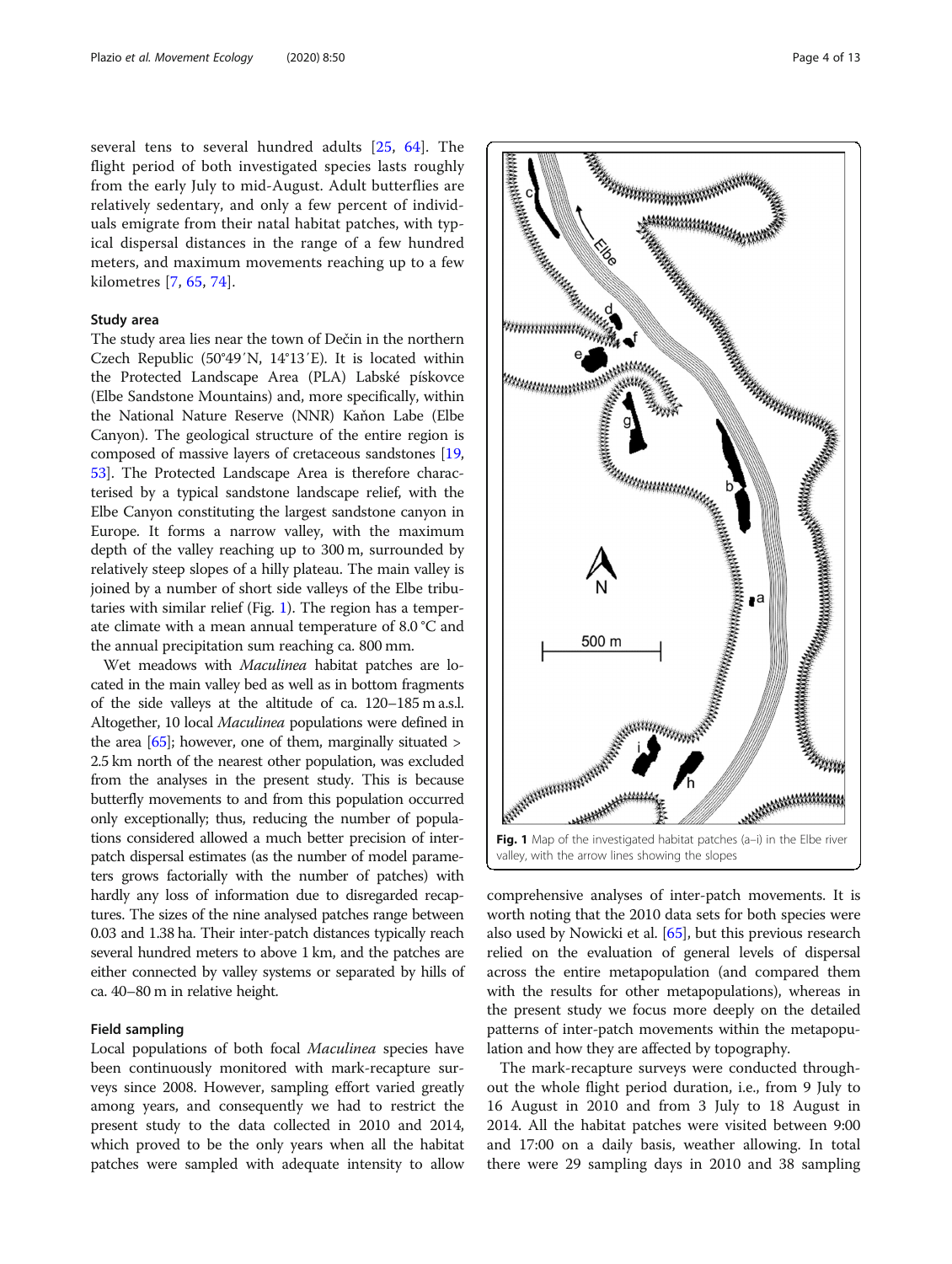several tens to several hundred adults [25, 64]. The flight period of both investigated species lasts roughly from the early July to mid-August. Adult butterflies are relatively sedentary, and only a few percent of individuals emigrate from their natal habitat patches, with typical dispersal distances in the range of a few hundred meters, and maximum movements reaching up to a few kilometres [7, 65, 74].

### Study area

The study area lies near the town of Děčín in the northern Czech Republic (50°49′N, 14°13′E). It is located within the Protected Landscape Area (PLA) Labské pískovce (Elbe Sandstone Mountains) and, more specifically, within the National Nature Reserve (NNR) Kaňon Labe (Elbe Canyon). The geological structure of the entire region is composed of massive layers of cretaceous sandstones [19, 53]. The Protected Landscape Area is therefore characterised by a typical sandstone landscape relief, with the Elbe Canyon constituting the largest sandstone canyon in Europe. It forms a narrow valley, with the maximum depth of the valley reaching up to 300 m, surrounded by relatively steep slopes of a hilly plateau. The main valley is joined by a number of short side valleys of the Elbe tributaries with similar relief (Fig. 1). The region has a temperate climate with a mean annual temperature of 8.0 °C and the annual precipitation sum reaching ca. 800 mm.

Wet meadows with *Maculinea* habitat patches are located in the main valley bed as well as in bottom fragments of the side valleys at the altitude of ca. 120–185 m a.s.l. Altogether, 10 local *Maculinea* populations were defined in the area [65]; however, one of them, marginally situated > 2.5 km north of the nearest other population, was excluded from the analyses in the present study. This is because butterfly movements to and from this population occurred only exceptionally; thus, reducing the number of populations considered allowed a much better precision of inter-patch dispersal estimates (as the number of model parameters grows factorially with the number of patches) with hardly any loss of information due to disregarded recaptures. The sizes of the nine analysed patches range between 0.03 and 1.38 ha. Their inter-patch distances typically reach several hundred meters to above 1 km, and the patches are either connected by valley systems or separated by hills of ca. 40–80 m in relative height.

### Field sampling

Local populations of both focal *Maculinea* species have been continuously monitored with mark-recapture surveys since 2008. However, sampling effort varied greatly among years, and consequently we had to restrict the present study to the data collected in 2010 and 2014, which proved to be the only years when all the habitat patches were sampled with adequate intensity to allow comprehensive analyses of inter-patch movements. It is worth noting that the 2010 data sets for both species were also used by Nowicki et al. [65], but this previous research relied on the evaluation of general levels of dispersal across the entire metapopulation (and compared them with the results for other metapopulations), whereas in the present study we focus more deeply on the detailed patterns of inter-patch movements within the metapopulation and how they are affected by topography.

**Fig. 1** Map of the investigated habitat patches (a–i) in the Elbe river valley, with the arrow lines showing the slopes

The mark-recapture surveys were conducted throughout the whole flight period duration, i.e., from 9 July to 16 August in 2010 and from 3 July to 18 August in 2014. All the habitat patches were visited between 9:00 and 17:00 on a daily basis, weather allowing. In total there were 29 sampling days in 2010 and 38 sampling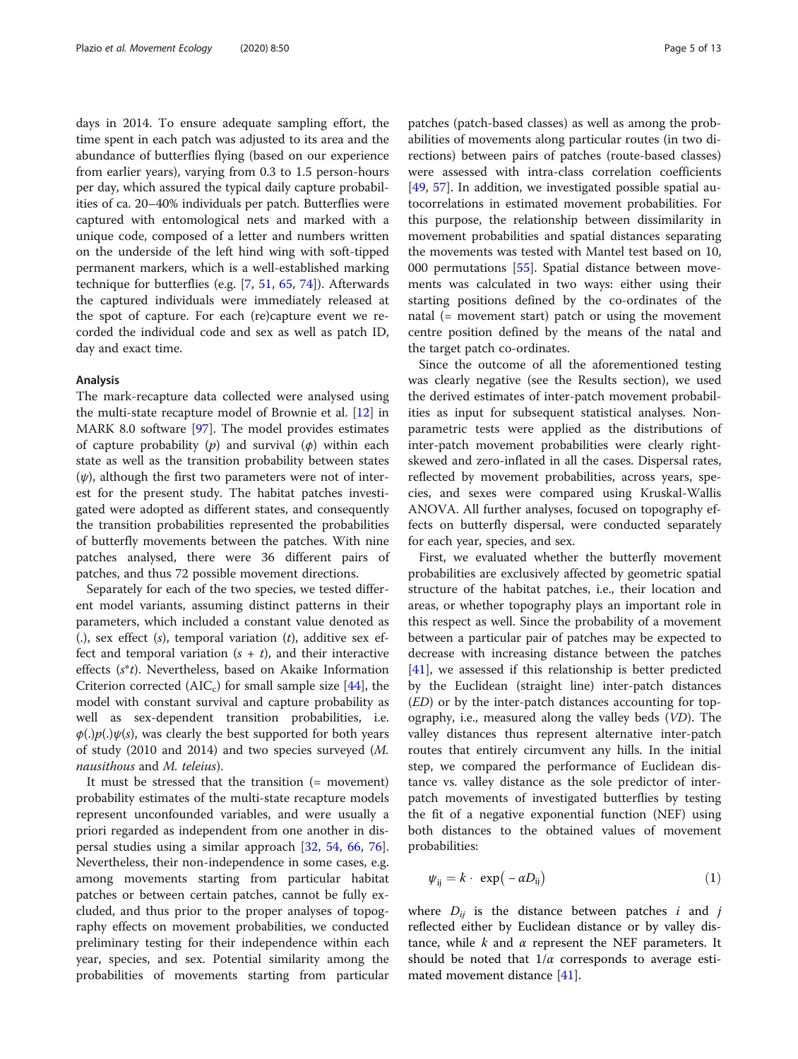days in 2014. To ensure adequate sampling effort, the time spent in each patch was adjusted to its area and the abundance of butterflies flying (based on our experience from earlier years), varying from 0.3 to 1.5 person-hours per day, which assured the typical daily capture probabilities of ca. 20–40% individuals per patch. Butterflies were captured with entomological nets and marked with a unique code, composed of a letter and numbers written on the underside of the left hind wing with soft-tipped permanent markers, which is a well-established marking technique for butterflies (e.g. [7, 51, 65, 74]). Afterwards the captured individuals were immediately released at the spot of capture. For each (re)capture event we recorded the individual code and sex as well as patch ID, day and exact time.

### Analysis

The mark-recapture data collected were analysed using the multi-state recapture model of Brownie et al. [12] in MARK 8.0 software [97]. The model provides estimates of capture probability ($p$) and survival ($\phi$) within each state as well as the transition probability between states ($\psi$), although the first two parameters were not of interest for the present study. The habitat patches investigated were adopted as different states, and consequently the transition probabilities represented the probabilities of butterfly movements between the patches. With nine patches analysed, there were 36 different pairs of patches, and thus 72 possible movement directions.

Separately for each of the two species, we tested different model variants, assuming distinct patterns in their parameters, which included a constant value denoted as (.), sex effect ($s$), temporal variation ($t$), additive sex effect and temporal variation ($s + t$), and their interactive effects ($s$*$t$). Nevertheless, based on Akaike Information Criterion corrected ($AIC_c$) for small sample size [44], the model with constant survival and capture probability as well as sex-dependent transition probabilities, i.e. $\phi(.)p(.)\psi(s)$, was clearly the best supported for both years of study (2010 and 2014) and two species surveyed (*M. nausithous* and *M. teleius*).

It must be stressed that the transition (= movement) probability estimates of the multi-state recapture models represent unconfounded variables, and were usually a priori regarded as independent from one another in dispersal studies using a similar approach [32, 54, 66, 76]. Nevertheless, their non-independence in some cases, e.g. among movements starting from particular habitat patches or between certain patches, cannot be fully excluded, and thus prior to the proper analyses of topography effects on movement probabilities, we conducted preliminary testing for their independence within each year, species, and sex. Potential similarity among the probabilities of movements starting from particular patches (patch-based classes) as well as among the probabilities of movements along particular routes (in two directions) between pairs of patches (route-based classes) were assessed with intra-class correlation coefficients [49, 57]. In addition, we investigated possible spatial autocorrelations in estimated movement probabilities. For this purpose, the relationship between dissimilarity in movement probabilities and spatial distances separating the movements was tested with Mantel test based on 10, 000 permutations [55]. Spatial distance between movements was calculated in two ways: either using their starting positions defined by the co-ordinates of the natal (= movement start) patch or using the movement centre position defined by the means of the natal and the target patch co-ordinates.

Since the outcome of all the aforementioned testing was clearly negative (see the Results section), we used the derived estimates of inter-patch movement probabilities as input for subsequent statistical analyses. Non-parametric tests were applied as the distributions of inter-patch movement probabilities were clearly right-skewed and zero-inflated in all the cases. Dispersal rates, reflected by movement probabilities, across years, species, and sexes were compared using Kruskal-Wallis ANOVA. All further analyses, focused on topography effects on butterfly dispersal, were conducted separately for each year, species, and sex.

First, we evaluated whether the butterfly movement probabilities are exclusively affected by geometric spatial structure of the habitat patches, i.e., their location and areas, or whether topography plays an important role in this respect as well. Since the probability of a movement between a particular pair of patches may be expected to decrease with increasing distance between the patches [41], we assessed if this relationship is better predicted by the Euclidean (straight line) inter-patch distances (*ED*) or by the inter-patch distances accounting for topography, i.e., measured along the valley beds (*VD*). The valley distances thus represent alternative inter-patch routes that entirely circumvent any hills. In the initial step, we compared the performance of Euclidean distance vs. valley distance as the sole predictor of inter-patch movements of investigated butterflies by testing the fit of a negative exponential function (NEF) using both distances to the obtained values of movement probabilities:

$$\psi_{ij} = k \cdot \exp(-\alpha D_{ij}) \tag{1}$$

where $D_{ij}$ is the distance between patches $i$ and $j$ reflected either by Euclidean distance or by valley distance, while $k$ and $\alpha$ represent the NEF parameters. It should be noted that $1/\alpha$ corresponds to average estimated movement distance [41].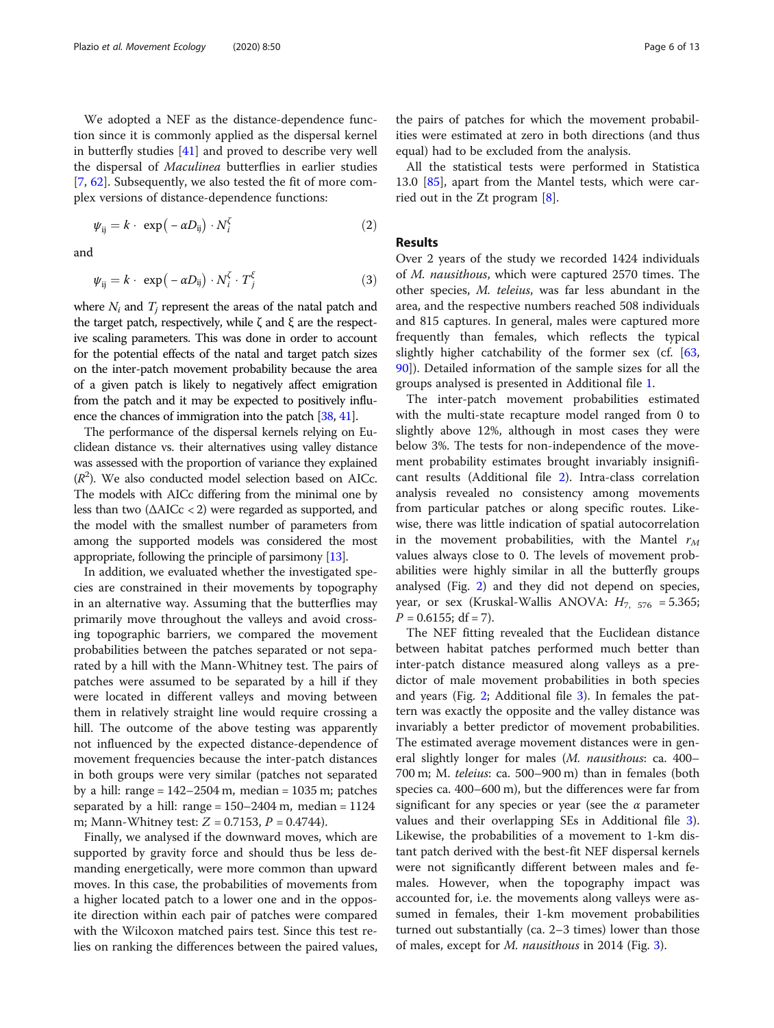We adopted a NEF as the distance-dependence function since it is commonly applied as the dispersal kernel in butterfly studies [41] and proved to describe very well the dispersal of *Maculinea* butterflies in earlier studies [7, 62]. Subsequently, we also tested the fit of more complex versions of distance-dependence functions:

$$\psi_{ij} = k \cdot \exp(-\alpha D_{ij}) \cdot N_i^{\zeta} \tag{2}$$

and

$$\psi_{ij} = k \cdot \exp(-\alpha D_{ij}) \cdot N_i^{\zeta} \cdot T_j^{\xi} \tag{3}$$

where $N_i$ and $T_j$ represent the areas of the natal patch and the target patch, respectively, while ζ and ξ are the respective scaling parameters. This was done in order to account for the potential effects of the natal and target patch sizes on the inter-patch movement probability because the area of a given patch is likely to negatively affect emigration from the patch and it may be expected to positively influence the chances of immigration into the patch [38, 41].

The performance of the dispersal kernels relying on Euclidean distance vs. their alternatives using valley distance was assessed with the proportion of variance they explained ($R^2$). We also conducted model selection based on AICc. The models with AICc differing from the minimal one by less than two (ΔAICc < 2) were regarded as supported, and the model with the smallest number of parameters from among the supported models was considered the most appropriate, following the principle of parsimony [13].

In addition, we evaluated whether the investigated species are constrained in their movements by topography in an alternative way. Assuming that the butterflies may primarily move throughout the valleys and avoid crossing topographic barriers, we compared the movement probabilities between the patches separated or not separated by a hill with the Mann-Whitney test. The pairs of patches were assumed to be separated by a hill if they were located in different valleys and moving between them in relatively straight line would require crossing a hill. The outcome of the above testing was apparently not influenced by the expected distance-dependence of movement frequencies because the inter-patch distances in both groups were very similar (patches not separated by a hill: range = 142–2504 m, median = 1035 m; patches separated by a hill: range = 150–2404 m, median = 1124 m; Mann-Whitney test: $Z = 0.7153$, $P = 0.4744$).

Finally, we analysed if the downward moves, which are supported by gravity force and should thus be less demanding energetically, were more common than upward moves. In this case, the probabilities of movements from a higher located patch to a lower one and in the opposite direction within each pair of patches were compared with the Wilcoxon matched pairs test. Since this test relies on ranking the differences between the paired values, the pairs of patches for which the movement probabilities were estimated at zero in both directions (and thus equal) had to be excluded from the analysis.

All the statistical tests were performed in Statistica 13.0 [85], apart from the Mantel tests, which were carried out in the Zt program [8].

## Results

Over 2 years of the study we recorded 1424 individuals of *M. nausithous*, which were captured 2570 times. The other species, *M. teleius*, was far less abundant in the area, and the respective numbers reached 508 individuals and 815 captures. In general, males were captured more frequently than females, which reflects the typical slightly higher catchability of the former sex (cf. [63, 90]). Detailed information of the sample sizes for all the groups analysed is presented in Additional file 1.

The inter-patch movement probabilities estimated with the multi-state recapture model ranged from 0 to slightly above 12%, although in most cases they were below 3%. The tests for non-independence of the movement probability estimates brought invariably insignificant results (Additional file 2). Intra-class correlation analysis revealed no consistency among movements from particular patches or along specific routes. Likewise, there was little indication of spatial autocorrelation in the movement probabilities, with the Mantel $r_M$ values always close to 0. The levels of movement probabilities were highly similar in all the butterfly groups analysed (Fig. 2) and they did not depend on species, year, or sex (Kruskal-Wallis ANOVA: $H_{7,\ 576} = 5.365$; $P = 0.6155$; df = 7).

The NEF fitting revealed that the Euclidean distance between habitat patches performed much better than inter-patch distance measured along valleys as a predictor of male movement probabilities in both species and years (Fig. 2; Additional file 3). In females the pattern was exactly the opposite and the valley distance was invariably a better predictor of movement probabilities. The estimated average movement distances were in general slightly longer for males (*M. nausithous*: ca. 400–700 m; M. *teleius*: ca. 500–900 m) than in females (both species ca. 400–600 m), but the differences were far from significant for any species or year (see the $\alpha$ parameter values and their overlapping SEs in Additional file 3). Likewise, the probabilities of a movement to 1-km distant patch derived with the best-fit NEF dispersal kernels were not significantly different between males and females. However, when the topography impact was accounted for, i.e. the movements along valleys were assumed in females, their 1-km movement probabilities turned out substantially (ca. 2–3 times) lower than those of males, except for *M. nausithous* in 2014 (Fig. 3).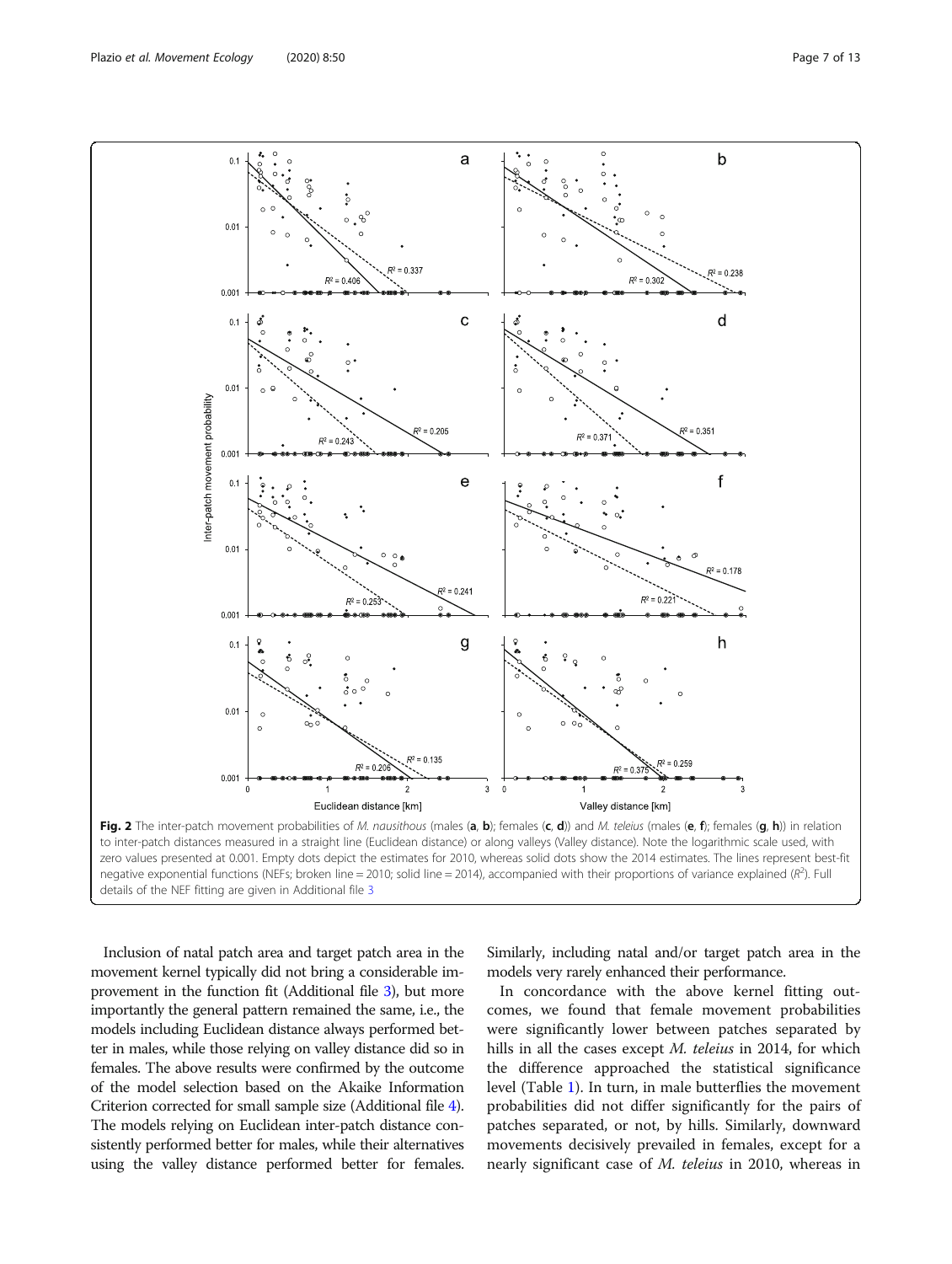**Fig. 2** The inter-patch movement probabilities of *M. nausithous* (males (**a**, **b**); females (**c**, **d**)) and *M. teleius* (males (**e**, **f**); females (**g**, **h**)) in relation to inter-patch distances measured in a straight line (Euclidean distance) or along valleys (Valley distance). Note the logarithmic scale used, with zero values presented at 0.001. Empty dots depict the estimates for 2010, whereas solid dots show the 2014 estimates. The lines represent best-fit negative exponential functions (NEFs; broken line = 2010; solid line = 2014), accompanied with their proportions of variance explained ($R^2$). Full details of the NEF fitting are given in Additional file 3

Inclusion of natal patch area and target patch area in the movement kernel typically did not bring a considerable improvement in the function fit (Additional file 3), but more importantly the general pattern remained the same, i.e., the models including Euclidean distance always performed better in males, while those relying on valley distance did so in females. The above results were confirmed by the outcome of the model selection based on the Akaike Information Criterion corrected for small sample size (Additional file 4). The models relying on Euclidean inter-patch distance consistently performed better for males, while their alternatives using the valley distance performed better for females. Similarly, including natal and/or target patch area in the models very rarely enhanced their performance.

In concordance with the above kernel fitting outcomes, we found that female movement probabilities were significantly lower between patches separated by hills in all the cases except *M. teleius* in 2014, for which the difference approached the statistical significance level (Table 1). In turn, in male butterflies the movement probabilities did not differ significantly for the pairs of patches separated, or not, by hills. Similarly, downward movements decisively prevailed in females, except for a nearly significant case of *M. teleius* in 2010, whereas in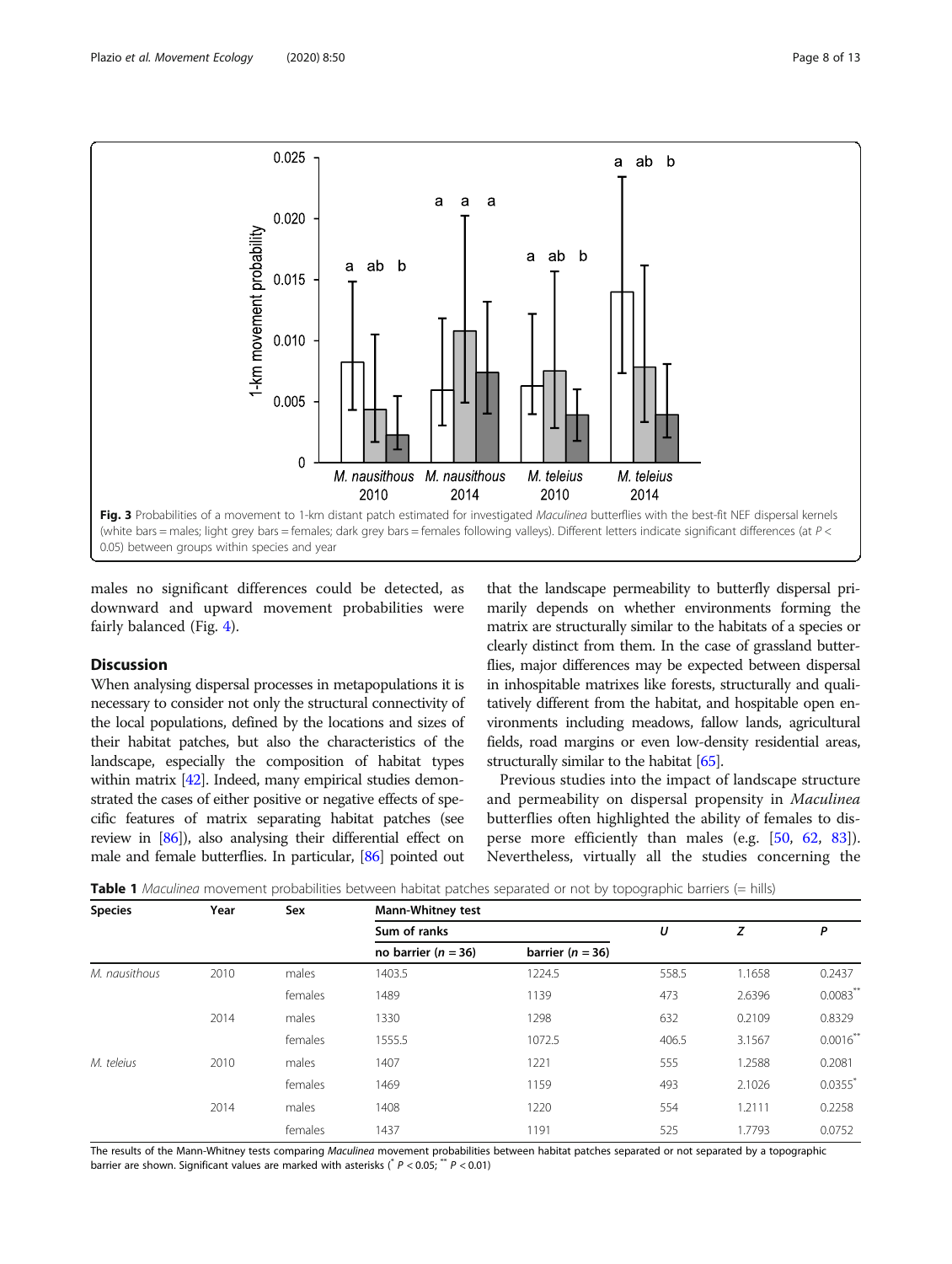Fig. 3 Probabilities of a movement to 1-km distant patch estimated for investigated *Maculinea* butterflies with the best-fit NEF dispersal kernels (white bars = males; light grey bars = females; dark grey bars = females following valleys). Different letters indicate significant differences (at $P < 0.05$) between groups within species and year

males no significant differences could be detected, as downward and upward movement probabilities were fairly balanced (Fig. 4).

## Discussion

When analysing dispersal processes in metapopulations it is necessary to consider not only the structural connectivity of the local populations, defined by the locations and sizes of their habitat patches, but also the characteristics of the landscape, especially the composition of habitat types within matrix [42]. Indeed, many empirical studies demonstrated the cases of either positive or negative effects of specific features of matrix separating habitat patches (see review in [86]), also analysing their differential effect on male and female butterflies. In particular, [86] pointed out that the landscape permeability to butterfly dispersal primarily depends on whether environments forming the matrix are structurally similar to the habitats of a species or clearly distinct from them. In the case of grassland butterflies, major differences may be expected between dispersal in inhospitable matrixes like forests, structurally and qualitatively different from the habitat, and hospitable open environments including meadows, fallow lands, agricultural fields, road margins or even low-density residential areas, structurally similar to the habitat [65].

Previous studies into the impact of landscape structure and permeability on dispersal propensity in *Maculinea* butterflies often highlighted the ability of females to disperse more efficiently than males (e.g. [50, 62, 83]). Nevertheless, virtually all the studies concerning the

**Table 1** *Maculinea* movement probabilities between habitat patches separated or not by topographic barriers (= hills)

| Species | Year | Sex | Mann-Whitney test | | | | |
|---|---|---|---|---|---|---|---|
| | | | Sum of ranks | | *U* | *Z* | *P* |
| | | | no barrier ($n = 36$) | barrier ($n = 36$) | | | |
| *M. nausithous* | 2010 | males | 1403.5 | 1224.5 | 558.5 | 1.1658 | 0.2437 |
| | | females | 1489 | 1139 | 473 | 2.6396 | 0.0083** |
| | 2014 | males | 1330 | 1298 | 632 | 0.2109 | 0.8329 |
| | | females | 1555.5 | 1072.5 | 406.5 | 3.1567 | 0.0016** |
| *M. teleius* | 2010 | males | 1407 | 1221 | 555 | 1.2588 | 0.2081 |
| | | females | 1469 | 1159 | 493 | 2.1026 | 0.0355* |
| | 2014 | males | 1408 | 1220 | 554 | 1.2111 | 0.2258 |
| | | females | 1437 | 1191 | 525 | 1.7793 | 0.0752 |

The results of the Mann-Whitney tests comparing *Maculinea* movement probabilities between habitat patches separated or not separated by a topographic barrier are shown. Significant values are marked with asterisks (* $P < 0.05$; ** $P < 0.01$)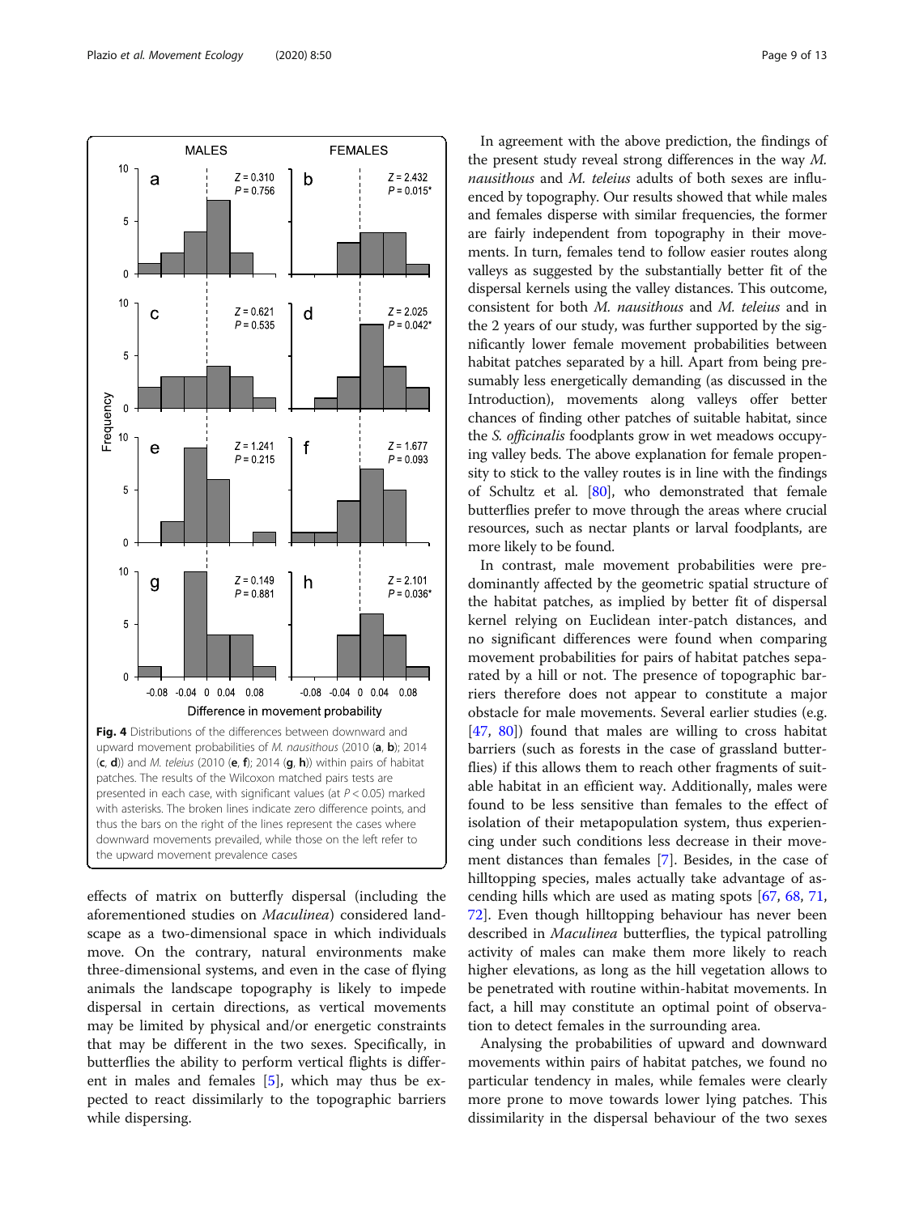MALES

FEMALES

a

$Z = 0.310$
$P = 0.756$

b

$Z = 2.432$
$P = 0.015^*$

c

$Z = 0.621$
$P = 0.535$

d

$Z = 2.025$
$P = 0.042^*$

e

$Z = 1.241$
$P = 0.215$

f

$Z = 1.677$
$P = 0.093$

g

$Z = 0.149$
$P = 0.881$

h

$Z = 2.101$
$P = 0.036^*$

Frequency

0 5 10

-0.08 -0.04 0 0.04 0.08

Difference in movement probability

**Fig. 4** Distributions of the differences between downward and upward movement probabilities of *M. nausithous* (2010 (**a**, **b**); 2014 (**c**, **d**)) and *M. teleius* (2010 (**e**, **f**); 2014 (**g**, **h**)) within pairs of habitat patches. The results of the Wilcoxon matched pairs tests are presented in each case, with significant values (at $P < 0.05$) marked with asterisks. The broken lines indicate zero difference points, and thus the bars on the right of the lines represent the cases where downward movements prevailed, while those on the left refer to the upward movement prevalence cases

effects of matrix on butterfly dispersal (including the aforementioned studies on *Maculinea*) considered landscape as a two-dimensional space in which individuals move. On the contrary, natural environments make three-dimensional systems, and even in the case of flying animals the landscape topography is likely to impede dispersal in certain directions, as vertical movements may be limited by physical and/or energetic constraints that may be different in the two sexes. Specifically, in butterflies the ability to perform vertical flights is different in males and females [5], which may thus be expected to react dissimilarly to the topographic barriers while dispersing.

In agreement with the above prediction, the findings of the present study reveal strong differences in the way *M. nausithous* and *M. teleius* adults of both sexes are influenced by topography. Our results showed that while males and females disperse with similar frequencies, the former are fairly independent from topography in their movements. In turn, females tend to follow easier routes along valleys as suggested by the substantially better fit of the dispersal kernels using the valley distances. This outcome, consistent for both *M. nausithous* and *M. teleius* and in the 2 years of our study, was further supported by the significantly lower female movement probabilities between habitat patches separated by a hill. Apart from being presumably less energetically demanding (as discussed in the Introduction), movements along valleys offer better chances of finding other patches of suitable habitat, since the *S. officinalis* foodplants grow in wet meadows occupying valley beds. The above explanation for female propensity to stick to the valley routes is in line with the findings of Schultz et al. [80], who demonstrated that female butterflies prefer to move through the areas where crucial resources, such as nectar plants or larval foodplants, are more likely to be found.

In contrast, male movement probabilities were predominantly affected by the geometric spatial structure of the habitat patches, as implied by better fit of dispersal kernel relying on Euclidean inter-patch distances, and no significant differences were found when comparing movement probabilities for pairs of habitat patches separated by a hill or not. The presence of topographic barriers therefore does not appear to constitute a major obstacle for male movements. Several earlier studies (e.g. [47, 80]) found that males are willing to cross habitat barriers (such as forests in the case of grassland butterflies) if this allows them to reach other fragments of suitable habitat in an efficient way. Additionally, males were found to be less sensitive than females to the effect of isolation of their metapopulation system, thus experiencing under such conditions less decrease in their movement distances than females [7]. Besides, in the case of hilltopping species, males actually take advantage of ascending hills which are used as mating spots [67, 68, 71, 72]. Even though hilltopping behaviour has never been described in *Maculinea* butterflies, the typical patrolling activity of males can make them more likely to reach higher elevations, as long as the hill vegetation allows to be penetrated with routine within-habitat movements. In fact, a hill may constitute an optimal point of observation to detect females in the surrounding area.

Analysing the probabilities of upward and downward movements within pairs of habitat patches, we found no particular tendency in males, while females were clearly more prone to move towards lower lying patches. This dissimilarity in the dispersal behaviour of the two sexes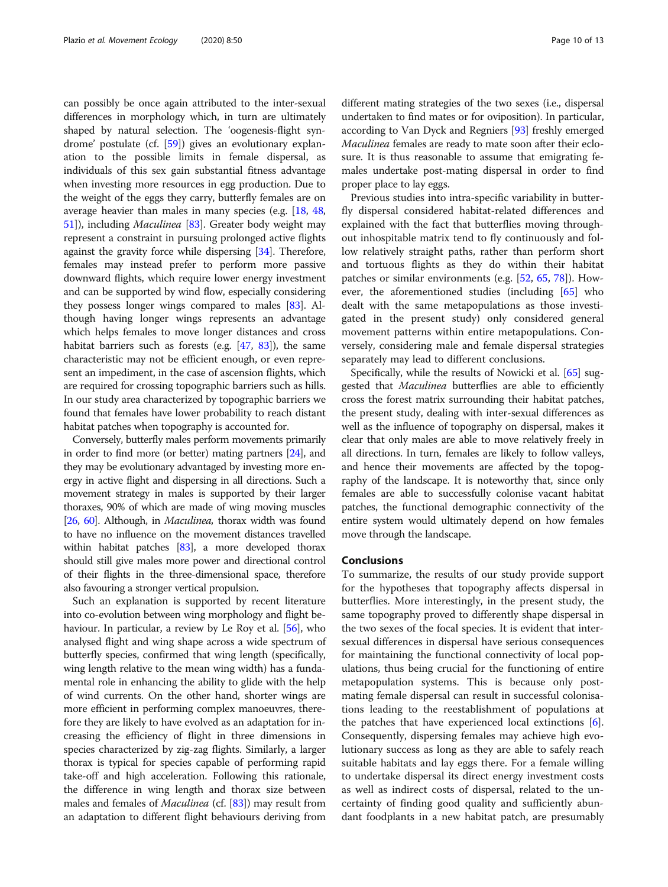can possibly be once again attributed to the inter-sexual differences in morphology which, in turn are ultimately shaped by natural selection. The 'oogenesis-flight syndrome' postulate (cf. [59]) gives an evolutionary explanation to the possible limits in female dispersal, as individuals of this sex gain substantial fitness advantage when investing more resources in egg production. Due to the weight of the eggs they carry, butterfly females are on average heavier than males in many species (e.g. [18, 48, 51]), including *Maculinea* [83]. Greater body weight may represent a constraint in pursuing prolonged active flights against the gravity force while dispersing [34]. Therefore, females may instead prefer to perform more passive downward flights, which require lower energy investment and can be supported by wind flow, especially considering they possess longer wings compared to males [83]. Although having longer wings represents an advantage which helps females to move longer distances and cross habitat barriers such as forests (e.g. [47, 83]), the same characteristic may not be efficient enough, or even represent an impediment, in the case of ascension flights, which are required for crossing topographic barriers such as hills. In our study area characterized by topographic barriers we found that females have lower probability to reach distant habitat patches when topography is accounted for.

Conversely, butterfly males perform movements primarily in order to find more (or better) mating partners [24], and they may be evolutionary advantaged by investing more energy in active flight and dispersing in all directions. Such a movement strategy in males is supported by their larger thoraxes, 90% of which are made of wing moving muscles [26, 60]. Although, in *Maculinea,* thorax width was found to have no influence on the movement distances travelled within habitat patches [83], a more developed thorax should still give males more power and directional control of their flights in the three-dimensional space, therefore also favouring a stronger vertical propulsion.

Such an explanation is supported by recent literature into co-evolution between wing morphology and flight behaviour. In particular, a review by Le Roy et al. [56], who analysed flight and wing shape across a wide spectrum of butterfly species, confirmed that wing length (specifically, wing length relative to the mean wing width) has a fundamental role in enhancing the ability to glide with the help of wind currents. On the other hand, shorter wings are more efficient in performing complex manoeuvres, therefore they are likely to have evolved as an adaptation for increasing the efficiency of flight in three dimensions in species characterized by zig-zag flights. Similarly, a larger thorax is typical for species capable of performing rapid take-off and high acceleration. Following this rationale, the difference in wing length and thorax size between males and females of *Maculinea* (cf. [83]) may result from an adaptation to different flight behaviours deriving from different mating strategies of the two sexes (i.e., dispersal undertaken to find mates or for oviposition). In particular, according to Van Dyck and Regniers [93] freshly emerged *Maculinea* females are ready to mate soon after their eclosure. It is thus reasonable to assume that emigrating females undertake post-mating dispersal in order to find proper place to lay eggs.

Previous studies into intra-specific variability in butterfly dispersal considered habitat-related differences and explained with the fact that butterflies moving throughout inhospitable matrix tend to fly continuously and follow relatively straight paths, rather than perform short and tortuous flights as they do within their habitat patches or similar environments (e.g. [52, 65, 78]). However, the aforementioned studies (including [65] who dealt with the same metapopulations as those investigated in the present study) only considered general movement patterns within entire metapopulations. Conversely, considering male and female dispersal strategies separately may lead to different conclusions.

Specifically, while the results of Nowicki et al. [65] suggested that *Maculinea* butterflies are able to efficiently cross the forest matrix surrounding their habitat patches, the present study, dealing with inter-sexual differences as well as the influence of topography on dispersal, makes it clear that only males are able to move relatively freely in all directions. In turn, females are likely to follow valleys, and hence their movements are affected by the topography of the landscape. It is noteworthy that, since only females are able to successfully colonise vacant habitat patches, the functional demographic connectivity of the entire system would ultimately depend on how females move through the landscape.

## Conclusions

To summarize, the results of our study provide support for the hypotheses that topography affects dispersal in butterflies. More interestingly, in the present study, the same topography proved to differently shape dispersal in the two sexes of the focal species. It is evident that inter-sexual differences in dispersal have serious consequences for maintaining the functional connectivity of local populations, thus being crucial for the functioning of entire metapopulation systems. This is because only post-mating female dispersal can result in successful colonisations leading to the reestablishment of populations at the patches that have experienced local extinctions [6]. Consequently, dispersing females may achieve high evolutionary success as long as they are able to safely reach suitable habitats and lay eggs there. For a female willing to undertake dispersal its direct energy investment costs as well as indirect costs of dispersal, related to the uncertainty of finding good quality and sufficiently abundant foodplants in a new habitat patch, are presumably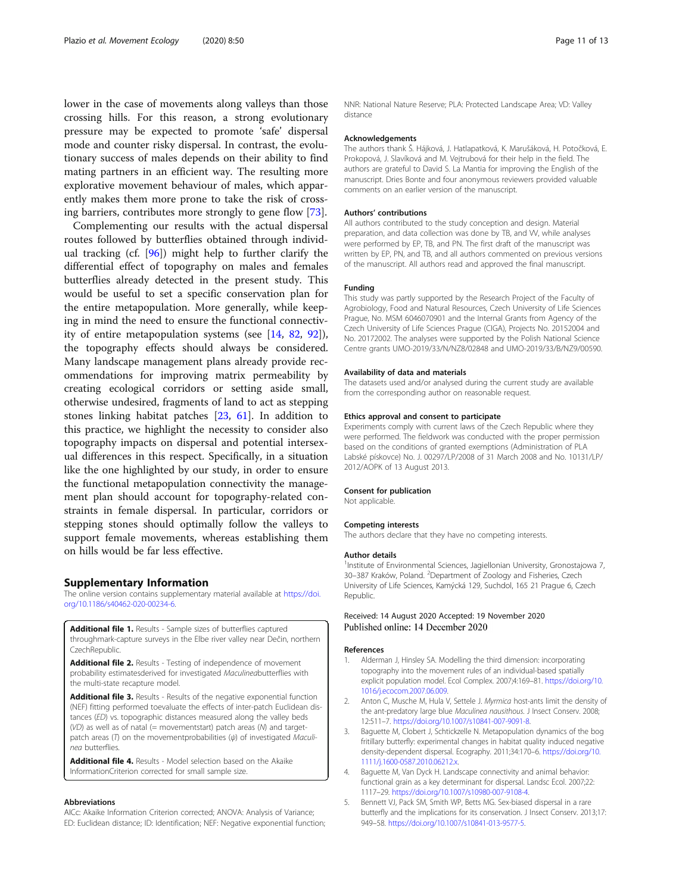lower in the case of movements along valleys than those crossing hills. For this reason, a strong evolutionary pressure may be expected to promote 'safe' dispersal mode and counter risky dispersal. In contrast, the evolutionary success of males depends on their ability to find mating partners in an efficient way. The resulting more explorative movement behaviour of males, which apparently makes them more prone to take the risk of crossing barriers, contributes more strongly to gene flow [73].

Complementing our results with the actual dispersal routes followed by butterflies obtained through individual tracking (cf. [96]) might help to further clarify the differential effect of topography on males and females butterflies already detected in the present study. This would be useful to set a specific conservation plan for the entire metapopulation. More generally, while keeping in mind the need to ensure the functional connectivity of entire metapopulation systems (see [14, 82, 92]), the topography effects should always be considered. Many landscape management plans already provide recommendations for improving matrix permeability by creating ecological corridors or setting aside small, otherwise undesired, fragments of land to act as stepping stones linking habitat patches [23, 61]. In addition to this practice, we highlight the necessity to consider also topography impacts on dispersal and potential intersexual differences in this respect. Specifically, in a situation like the one highlighted by our study, in order to ensure the functional metapopulation connectivity the management plan should account for topography-related constraints in female dispersal. In particular, corridors or stepping stones should optimally follow the valleys to support female movements, whereas establishing them on hills would be far less effective.

## Supplementary Information

The online version contains supplementary material available at https://doi.org/10.1186/s40462-020-00234-6.

**Additional file 1.** Results - Sample sizes of butterflies captured throughmark-capture surveys in the Elbe river valley near Dečin, northern CzechRepublic.

**Additional file 2.** Results - Testing of independence of movement probability estimatesderived for investigated *Maculinea*butterflies with the multi-state recapture model.

**Additional file 3.** Results - Results of the negative exponential function (NEF) fitting performed toevaluate the effects of inter-patch Euclidean distances (*ED*) vs. topographic distances measured along the valley beds (*VD*) as well as of natal (= movementstart) patch areas (*N*) and target-patch areas (*T*) on the movementprobabilities ($\psi$) of investigated *Maculinea* butterflies.

**Additional file 4.** Results - Model selection based on the Akaike InformationCriterion corrected for small sample size.

### Abbreviations

AICc: Akaike Information Criterion corrected; ANOVA: Analysis of Variance; ED: Euclidean distance; ID: Identification; NEF: Negative exponential function; NNR: National Nature Reserve; PLA: Protected Landscape Area; VD: Valley distance

### Acknowledgements

The authors thank Š. Hájková, J. Hatlapatková, K. Marušáková, H. Potočková, E. Prokopová, J. Slavíková and M. Vejtrubová for their help in the field. The authors are grateful to David S. La Mantia for improving the English of the manuscript. Dries Bonte and four anonymous reviewers provided valuable comments on an earlier version of the manuscript.

### Authors' contributions

All authors contributed to the study conception and design. Material preparation, and data collection was done by TB, and VV, while analyses were performed by EP, TB, and PN. The first draft of the manuscript was written by EP, PN, and TB, and all authors commented on previous versions of the manuscript. All authors read and approved the final manuscript.

### Funding

This study was partly supported by the Research Project of the Faculty of Agrobiology, Food and Natural Resources, Czech University of Life Sciences Prague, No. MSM 6046070901 and the Internal Grants from Agency of the Czech University of Life Sciences Prague (CIGA), Projects No. 20152004 and No. 20172002. The analyses were supported by the Polish National Science Centre grants UMO-2019/33/N/NZ8/02848 and UMO-2019/33/B/NZ9/00590.

### Availability of data and materials

The datasets used and/or analysed during the current study are available from the corresponding author on reasonable request.

### Ethics approval and consent to participate

Experiments comply with current laws of the Czech Republic where they were performed. The fieldwork was conducted with the proper permission based on the conditions of granted exemptions (Administration of PLA Labské pískovce) No. J. 00297/LP/2008 of 31 March 2008 and No. 10131/LP/2012/AOPK of 13 August 2013.

### Consent for publication

Not applicable.

### Competing interests

The authors declare that they have no competing interests.

### Author details

[1]Institute of Environmental Sciences, Jagiellonian University, Gronostajowa 7, 30–387 Kraków, Poland. [2]Department of Zoology and Fisheries, Czech University of Life Sciences, Kamýcká 129, Suchdol, 165 21 Prague 6, Czech Republic.

Received: 14 August 2020 Accepted: 19 November 2020
Published online: 14 December 2020

### References

1. Alderman J, Hinsley SA. Modelling the third dimension: incorporating topography into the movement rules of an individual-based spatially explicit population model. Ecol Complex. 2007;4:169–81. https://doi.org/10.1016/j.ecocom.2007.06.009.
2. Anton C, Musche M, Hula V, Settele J. *Myrmica* host-ants limit the density of the ant-predatory large blue *Maculinea nausithous*. J Insect Conserv. 2008; 12:511–7. https://doi.org/10.1007/s10841-007-9091-8.
3. Baguette M, Clobert J, Schtickzelle N. Metapopulation dynamics of the bog fritillary butterfly: experimental changes in habitat quality induced negative density-dependent dispersal. Ecography. 2011;34:170–6. https://doi.org/10.1111/j.1600-0587.2010.06212.x.
4. Baguette M, Van Dyck H. Landscape connectivity and animal behavior: functional grain as a key determinant for dispersal. Landsc Ecol. 2007;22: 1117–29. https://doi.org/10.1007/s10980-007-9108-4.
5. Bennett VJ, Pack SM, Smith WP, Betts MG. Sex-biased dispersal in a rare butterfly and the implications for its conservation. J Insect Conserv. 2013;17: 949–58. https://doi.org/10.1007/s10841-013-9577-5.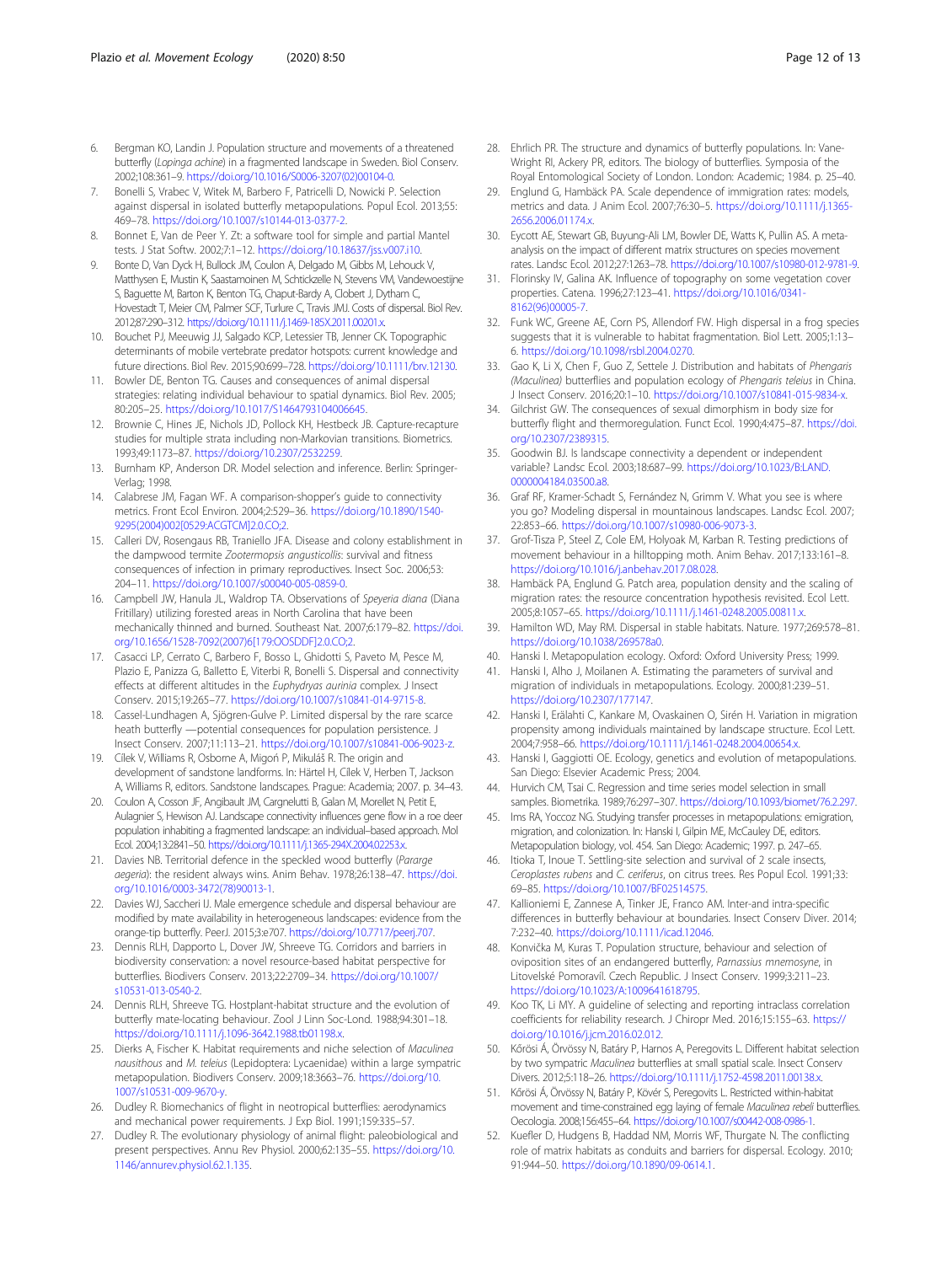6. Bergman KO, Landin J. Population structure and movements of a threatened butterfly (*Lopinga achine*) in a fragmented landscape in Sweden. Biol Conserv. 2002;108:361–9. https://doi.org/10.1016/S0006-3207(02)00104-0.
7. Bonelli S, Vrabec V, Witek M, Barbero F, Patricelli D, Nowicki P. Selection against dispersal in isolated butterfly metapopulations. Popul Ecol. 2013;55:469–78. https://doi.org/10.1007/s10144-013-0377-2.
8. Bonnet E, Van de Peer Y. Zt: a software tool for simple and partial Mantel tests. J Stat Softw. 2002;7:1–12. https://doi.org/10.18637/jss.v007.i10.
9. Bonte D, Van Dyck H, Bullock JM, Coulon A, Delgado M, Gibbs M, Lehouck V, Matthysen E, Mustin K, Saastamoinen M, Schtickzelle N, Stevens VM, Vandewoestijne S, Baguette M, Barton K, Benton TG, Chaput-Bardy A, Clobert J, Dytham C, Hovestadt T, Meier CM, Palmer SCF, Turlure C, Travis JMJ. Costs of dispersal. Biol Rev. 2012;87:290–312. https://doi.org/10.1111/j.1469-185X.2011.00201.x.
10. Bouchet PJ, Meeuwig JJ, Salgado KCP, Letessier TB, Jenner CK. Topographic determinants of mobile vertebrate predator hotspots: current knowledge and future directions. Biol Rev. 2015;90:699–728. https://doi.org/10.1111/brv.12130.
11. Bowler DE, Benton TG. Causes and consequences of animal dispersal strategies: relating individual behaviour to spatial dynamics. Biol Rev. 2005;80:205–25. https://doi.org/10.1017/S1464793104006645.
12. Brownie C, Hines JE, Nichols JD, Pollock KH, Hestbeck JB. Capture-recapture studies for multiple strata including non-Markovian transitions. Biometrics. 1993;49:1173–87. https://doi.org/10.2307/2532259.
13. Burnham KP, Anderson DR. Model selection and inference. Berlin: Springer-Verlag; 1998.
14. Calabrese JM, Fagan WF. A comparison-shopper's guide to connectivity metrics. Front Ecol Environ. 2004;2:529–36. https://doi.org/10.1890/1540-9295(2004)002[0529:ACGTCM]2.0.CO;2.
15. Calleri DV, Rosengaus RB, Traniello JFA. Disease and colony establishment in the dampwood termite *Zootermopsis angusticollis*: survival and fitness consequences of infection in primary reproductives. Insect Soc. 2006;53:204–11. https://doi.org/10.1007/s00040-005-0859-0.
16. Campbell JW, Hanula JL, Waldrop TA. Observations of *Speyeria diana* (Diana Fritillary) utilizing forested areas in North Carolina that have been mechanically thinned and burned. Southeast Nat. 2007;6:179–82. https://doi.org/10.1656/1528-7092(2007)6[179:OOSDDF]2.0.CO;2.
17. Casacci LP, Cerrato C, Barbero F, Bosso L, Ghidotti S, Paveto M, Pesce M, Plazio E, Panizza G, Balletto E, Viterbi R, Bonelli S. Dispersal and connectivity effects at different altitudes in the *Euphydryas aurinia* complex. J Insect Conserv. 2015;19:265–77. https://doi.org/10.1007/s10841-014-9715-8.
18. Cassel-Lundhagen A, Sjögren-Gulve P. Limited dispersal by the rare scarce heath butterfly —potential consequences for population persistence. J Insect Conserv. 2007;11:113–21. https://doi.org/10.1007/s10841-006-9023-z.
19. Cílek V, Williams R, Osborne A, Migoń P, Mikuláš R. The origin and development of sandstone landforms. In: Härtel H, Cílek V, Herben T, Jackson A, Williams R, editors. Sandstone landscapes. Prague: Academia; 2007. p. 34–43.
20. Coulon A, Cosson JF, Angibault JM, Cargnelutti B, Galan M, Morellet N, Petit E, Aulagnier S, Hewison AJ. Landscape connectivity influences gene flow in a roe deer population inhabiting a fragmented landscape: an individual–based approach. Mol Ecol. 2004;13:2841–50. https://doi.org/10.1111/j.1365-294X.2004.02253.x.
21. Davies NB. Territorial defence in the speckled wood butterfly (*Pararge aegeria*): the resident always wins. Anim Behav. 1978;26:138–47. https://doi.org/10.1016/0003-3472(78)90013-1.
22. Davies WJ, Saccheri IJ. Male emergence schedule and dispersal behaviour are modified by mate availability in heterogeneous landscapes: evidence from the orange-tip butterfly. PeerJ. 2015;3:e707. https://doi.org/10.7717/peerj.707.
23. Dennis RLH, Dapporto L, Dover JW, Shreeve TG. Corridors and barriers in biodiversity conservation: a novel resource-based habitat perspective for butterflies. Biodivers Conserv. 2013;22:2709–34. https://doi.org/10.1007/s10531-013-0540-2.
24. Dennis RLH, Shreeve TG. Hostplant-habitat structure and the evolution of butterfly mate-locating behaviour. Zool J Linn Soc-Lond. 1988;94:301–18. https://doi.org/10.1111/j.1096-3642.1988.tb01198.x.
25. Dierks A, Fischer K. Habitat requirements and niche selection of *Maculinea nausithous* and *M. teleius* (Lepidoptera: Lycaenidae) within a large sympatric metapopulation. Biodivers Conserv. 2009;18:3663–76. https://doi.org/10.1007/s10531-009-9670-y.
26. Dudley R. Biomechanics of flight in neotropical butterflies: aerodynamics and mechanical power requirements. J Exp Biol. 1991;159:335–57.
27. Dudley R. The evolutionary physiology of animal flight: paleobiological and present perspectives. Annu Rev Physiol. 2000;62:135–55. https://doi.org/10.1146/annurev.physiol.62.1.135.
28. Ehrlich PR. The structure and dynamics of butterfly populations. In: Vane-Wright RI, Ackery PR, editors. The biology of butterflies. Symposia of the Royal Entomological Society of London. London: Academic; 1984. p. 25–40.
29. Englund G, Hambäck PA. Scale dependence of immigration rates: models, metrics and data. J Anim Ecol. 2007;76:30–5. https://doi.org/10.1111/j.1365-2656.2006.01174.x.
30. Eycott AE, Stewart GB, Buyung-Ali LM, Bowler DE, Watts K, Pullin AS. A meta-analysis on the impact of different matrix structures on species movement rates. Landsc Ecol. 2012;27:1263–78. https://doi.org/10.1007/s10980-012-9781-9.
31. Florinsky IV, Galina AK. Influence of topography on some vegetation cover properties. Catena. 1996;27:123–41. https://doi.org/10.1016/0341-8162(96)00005-7.
32. Funk WC, Greene AE, Corn PS, Allendorf FW. High dispersal in a frog species suggests that it is vulnerable to habitat fragmentation. Biol Lett. 2005;1:13–6. https://doi.org/10.1098/rsbl.2004.0270.
33. Gao K, Li X, Chen F, Guo Z, Settele J. Distribution and habitats of *Phengaris (Maculinea)* butterflies and population ecology of *Phengaris teleius* in China. J Insect Conserv. 2016;20:1–10. https://doi.org/10.1007/s10841-015-9834-x.
34. Gilchrist GW. The consequences of sexual dimorphism in body size for butterfly flight and thermoregulation. Funct Ecol. 1990;4:475–87. https://doi.org/10.2307/2389315.
35. Goodwin BJ. Is landscape connectivity a dependent or independent variable? Landsc Ecol. 2003;18:687–99. https://doi.org/10.1023/B:LAND.0000004184.03500.a8.
36. Graf RF, Kramer-Schadt S, Fernández N, Grimm V. What you see is where you go? Modeling dispersal in mountainous landscapes. Landsc Ecol. 2007;22:853–66. https://doi.org/10.1007/s10980-006-9073-3.
37. Grof-Tisza P, Steel Z, Cole EM, Holyoak M, Karban R. Testing predictions of movement behaviour in a hilltopping moth. Anim Behav. 2017;133:161–8. https://doi.org/10.1016/j.anbehav.2017.08.028.
38. Hambäck PA, Englund G. Patch area, population density and the scaling of migration rates: the resource concentration hypothesis revisited. Ecol Lett. 2005;8:1057–65. https://doi.org/10.1111/j.1461-0248.2005.00811.x.
39. Hamilton WD, May RM. Dispersal in stable habitats. Nature. 1977;269:578–81. https://doi.org/10.1038/269578a0.
40. Hanski I. Metapopulation ecology. Oxford: Oxford University Press; 1999.
41. Hanski I, Alho J, Moilanen A. Estimating the parameters of survival and migration of individuals in metapopulations. Ecology. 2000;81:239–51. https://doi.org/10.2307/177147.
42. Hanski I, Erälahti C, Kankare M, Ovaskainen O, Sirén H. Variation in migration propensity among individuals maintained by landscape structure. Ecol Lett. 2004;7:958–66. https://doi.org/10.1111/j.1461-0248.2004.00654.x.
43. Hanski I, Gaggiotti OE. Ecology, genetics and evolution of metapopulations. San Diego: Elsevier Academic Press; 2004.
44. Hurvich CM, Tsai C. Regression and time series model selection in small samples. Biometrika. 1989;76:297–307. https://doi.org/10.1093/biomet/76.2.297.
45. Ims RA, Yoccoz NG. Studying transfer processes in metapopulations: emigration, migration, and colonization. In: Hanski I, Gilpin ME, McCauley DE, editors. Metapopulation biology, vol. 454. San Diego: Academic; 1997. p. 247–65.
46. Itioka T, Inoue T. Settling-site selection and survival of 2 scale insects, *Ceroplastes rubens* and *C. ceriferus*, on citrus trees. Res Popul Ecol. 1991;33:69–85. https://doi.org/10.1007/BF02514575.
47. Kallioniemi E, Zannese A, Tinker JE, Franco AM. Inter-and intra-specific differences in butterfly behaviour at boundaries. Insect Conserv Diver. 2014;7:232–40. https://doi.org/10.1111/icad.12046.
48. Konvička M, Kuras T. Population structure, behaviour and selection of oviposition sites of an endangered butterfly, *Parnassius mnemosyne*, in Litovelské Pomoraví. Czech Republic. J Insect Conserv. 1999;3:211–23. https://doi.org/10.1023/A:1009641618795.
49. Koo TK, Li MY. A guideline of selecting and reporting intraclass correlation coefficients for reliability research. J Chiropr Med. 2016;15:155–63. https://doi.org/10.1016/j.jcm.2016.02.012.
50. Kőrösi Á, Örvössy N, Batáry P, Harnos A, Peregovits L. Different habitat selection by two sympatric *Maculinea* butterflies at small spatial scale. Insect Conserv Divers. 2012;5:118–26. https://doi.org/10.1111/j.1752-4598.2011.00138.x.
51. Kőrösi Á, Örvössy N, Batáry P, Kövér S, Peregovits L. Restricted within-habitat movement and time-constrained egg laying of female *Maculinea rebeli* butterflies. Oecologia. 2008;156:455–64. https://doi.org/10.1007/s00442-008-0986-1.
52. Kuefler D, Hudgens B, Haddad NM, Morris WF, Thurgate N. The conflicting role of matrix habitats as conduits and barriers for dispersal. Ecology. 2010;91:944–50. https://doi.org/10.1890/09-0614.1.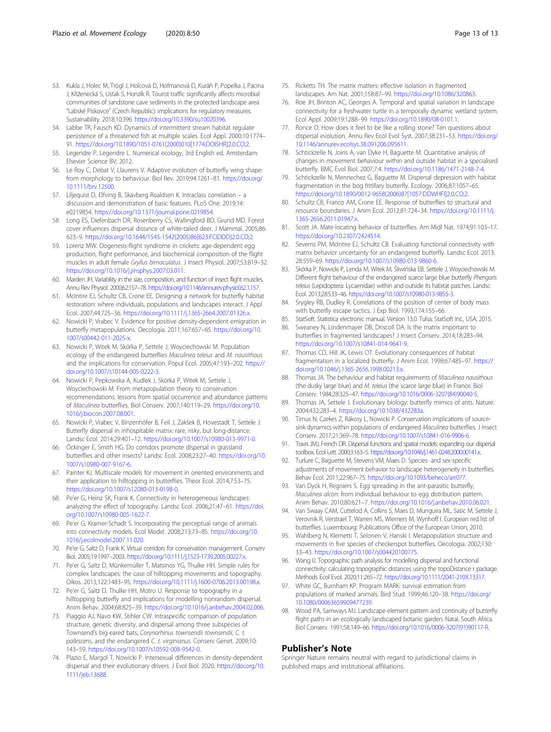53. Kukla J, Holec M, Trögl J, Holcová D, Hofmanová D, Kuráň P, Popelka J, Pacina J, Kříženecká S, Usťak S, Honzík R. Tourist traffic significantly affects microbial communities of sandstone cave sediments in the protected landscape area "Labské Pískovce" (Czech Republic): implications for regulatory measures. Sustainability. 2018;10:396. https://doi.org/10.3390/su10020396.
54. Labbe TR, Fausch KD. Dynamics of intermittent stream habitat regulate persistence of a threatened fish at multiple scales. Ecol Appl. 2000;10:1774–91. https://doi.org/10.1890/1051-0761(2000)010[1774:DOISHR]2.0.CO;2.
55. Legendre P, Legendre L. Numerical ecology, 3rd English ed. Amsterdam: Elsevier Science BV; 2012.
56. Le Roy C, Debat V, Llaurens V. Adaptive evolution of butterfly wing shape: from morphology to behaviour. Biol Rev. 2019;94:1261–81. https://doi.org/10.1111/brv.12500.
57. Liljequist D, Elfving B, Skavberg Roaldsen K. Intraclass correlation – a discussion and demonstration of basic features. PLoS One. 2019;14: e0219854. https://doi.org/10.1371/journal.pone.0219854.
58. Long ES, Diefenbach DR, Rosenberry CS, Wallingford BD, Grund MD. Forest cover influences dispersal distance of white-tailed deer. J Mammal. 2005;86: 623–9. https://doi.org/10.1644/1545-1542(2005)86[623:FCIDDO]2.0.CO;2.
59. Lorenz MW. Oogenesis-flight syndrome in crickets: age-dependent egg production, flight performance, and biochemical composition of the flight muscles in adult female *Gryllus bimaculatus*. J Insect Physiol. 2007;53:819–32. https://doi.org/10.1016/j.jinsphys.2007.03.011.
60. Marden JH. Variability in the size, composition, and function of insect flight muscles. Annu Rev Physiol. 2000;62:157–78. https://doi.org/10.1146/annurev.physiol.62.1.157.
61. McIntire EJ, Schultz CB, Crone EE. Designing a network for butterfly habitat restoration: where individuals, populations and landscapes interact. J Appl Ecol. 2007;44:725–36. https://doi.org/10.1111/j.1365-2664.2007.01326.x.
62. Nowicki P, Vrabec V. Evidence for positive density-dependent emigration in butterfly metapopulations. Oecologia. 2011;167:657–65. https://doi.org/10.1007/s00442-011-2025-x.
63. Nowicki P, Witek M, Skórka P, Settele J, Woyciechowski M. Population ecology of the endangered butterflies *Maculinea teleius* and *M. nausithous* and the implications for conservation. Popul Ecol. 2005;47:193–202. https://doi.org/10.1007/s10144-005-0222-3.
64. Nowicki P, Pepkowska A, Kudlek J, Skórka P, Witek M, Settele J, Woyciechowski M. From metapopulation theory to conservation recommendations: lessons from spatial occurrence and abundance patterns of *Maculinea* butterflies. Biol Conserv. 2007;140:119–29. https://doi.org/10.1016/j.biocon.2007.08.001.
65. Nowicki P, Vrabec V, Binzenhöfer B, Feil J, Zakšek B, Hovestadt T, Settele J. Butterfly dispersal in inhospitable matrix: rare, risky, but long-distance. Landsc Ecol. 2014;29:401–12. https://doi.org/10.1007/s10980-013-9971-0.
66. Öckinger E, Smith HG. Do corridors promote dispersal in grassland butterflies and other insects? Landsc Ecol. 2008;23:27–40. https://doi.org/10.1007/s10980-007-9167-6.
67. Painter KJ. Multiscale models for movement in oriented environments and their application to hilltopping in butterflies. Theor Ecol. 2014;7:53–75. https://doi.org/10.1007/s12080-013-0198-0.
68. Pe'er G, Heinz SK, Frank K. Connectivity in heterogeneous landscapes: analyzing the effect of topography. Landsc Ecol. 2006;21:47–61. https://doi.org/10.1007/s10980-005-1622-7.
69. Pe'er G, Kramer-Schadt S. Incorporating the perceptual range of animals into connectivity models. Ecol Model. 2008;213:73–85. https://doi.org/10.1016/j.ecolmodel.2007.11.020.
70. Pe'er G, Saltz D, Frank K. Virtual corridors for conservation management. Conserv Biol. 2005;19:1997–2003. https://doi.org/10.1111/j.1523-1739.2005.00227.x.
71. Pe'er G, Saltz D, Münkemüller T, Matsinos YG, Thulke HH. Simple rules for complex landscapes: the case of hilltopping movements and topography. Oikos. 2013;122:1483–95. https://doi.org/10.1111/j.1600-0706.2013.00198.x.
72. Pe'er G, Saltz D, Thulke HH, Motro U. Response to topography in a hilltopping butterfly and implications for modelling nonrandom dispersal. Anim Behav. 2004;68:825–39. https://doi.org/10.1016/j.anbehav.2004.02.006.
73. Piaggio AJ, Navo KW, Stihler CW. Intraspecific comparison of population structure, genetic diversity, and dispersal among three subspecies of Townsend's big-eared bats, *Corynorhinus townsendii townsendii*, *C. t. pallescens*, and the endangered *C. t. virginianus*. Conserv Genet. 2009;10: 143–59. https://doi.org/10.1007/s10592-008-9542-0.
74. Plazio E, Margol T, Nowicki P. Intersexual differences in density-dependent dispersal and their evolutionary drivers. J Evol Biol. 2020. https://doi.org/10.1111/jeb.13688.
75. Ricketts TH. The matrix matters: effective isolation in fragmented landscapes. Am Nat. 2001;158:87–99. https://doi.org/10.1086/320863.
76. Roe JH, Brinton AC, Georges A. Temporal and spatial variation in landscape connectivity for a freshwater turtle in a temporally dynamic wetland system. Ecol Appl. 2009;19:1288–99. https://doi.org/10.1890/08-0101.1.
77. Ronce O. How does it feel to be like a rolling stone? Ten questions about dispersal evolution. Annu Rev Ecol Evol Syst. 2007;38:231–53. https://doi.org/10.1146/annurev.ecolsys.38.091206.095611.
78. Schtickzelle N, Joiris A, van Dyke H, Baguette M. Quantitative analysis of changes in movement behaviour within and outside habitat in a specialised butterfly. BMC Evol Biol. 2007;7:4. https://doi.org/10.1186/1471-2148-7-4.
79. Schtickzelle N, Mennechez G, Baguette M. Dispersal depression with habitat fragmentation in the bog fritillary butterfly. Ecology. 2006;87:1057–65. https://doi.org/10.1890/0012-9658(2006)87[1057:DDWHFI]2.0.CO;2.
80. Schultz CB, Franco AM, Crone EE. Response of butterflies to structural and resource boundaries. J Anim Ecol. 2012;81:724–34. https://doi.org/10.1111/j.1365-2656.2011.01947.x.
81. Scott JA. Mate-locating behavior of butterflies. Am Midl Nat. 1974;91:103–17. https://doi.org/10.2307/2424514.
82. Severns PM, McIntire EJ, Schultz CB. Evaluating functional connectivity with matrix behavior uncertainty for an endangered butterfly. Landsc Ecol. 2013; 28:559–69. https://doi.org/10.1007/s10980-013-9860-6.
83. Skórka P, Nowicki P, Lenda M, Witek M, Śliwińska EB, Settele J, Woyciechowski M. Different flight behaviour of the endangered scarce large blue butterfly *Phengaris teleius* (Lepidoptera: Lycaenidae) within and outside its habitat patches. Landsc Ecol. 2013;28:533–46. https://doi.org/10.1007/s10980-013-9855-3.
84. Srygley RB, Dudley R. Correlations of the position of center of body mass with butterfly escape tactics. J Exp Biol. 1993;174:155–66.
85. StatSoft. Statistica electronic manual. Version 13.0. Tulsa: StatSoft Inc., USA; 2015.
86. Sweaney N, Lindenmayer DB, Driscoll DA. Is the matrix important to butterflies in fragmented landscapes? J Insect Conserv. 2014;18:283–94. https://doi.org/10.1007/s10841-014-9641-9.
87. Thomas CD, Hill JK, Lewis OT. Evolutionary consequences of habitat fragmentation in a localized butterfly. J Anim Ecol. 1998;67:485–97. https://doi.org/10.1046/j.1365-2656.1998.00213.x.
88. Thomas JA. The behaviour and habitat requirements of *Maculinea nausithous* (the dusky large blue) and *M. teleius* (the scarce large blue) in France. Biol Conserv. 1984;28:325–47. https://doi.org/10.1016/0006-3207(84)90040-5.
89. Thomas JA, Settele J. Evolutionary biology: butterfly mimics of ants. Nature. 2004;432:283–4. https://doi.org/10.1038/432283a.
90. Timus N, Czekes Z, Rákosy L, Nowicki P. Conservation implications of source-sink dynamics within populations of endangered *Maculinea* butterflies. J Insect Conserv. 2017;21:369–78. https://doi.org/10.1007/s10841-016-9906-6.
91. Travis JMJ, French DR. Dispersal functions and spatial models: expanding our dispersal toolbox. Ecol Lett. 2000;3:163–5. https://doi.org/10.1046/j.1461-0248.2000.00141.x.
92. Turlure C, Baguette M, Stevens VM, Maes D. Species- and sex-specific adjustments of movement behavior to landscape heterogeneity in butterflies. Behav Ecol. 2011;22:967–75. https://doi.org/10.1093/beheco/arr077.
93. Van Dyck H, Regniers S. Egg spreading in the ant-parasitic butterfly, *Maculinea alcon*: from individual behaviour to egg distribution pattern. Anim Behav. 2010;80:621–7. https://doi.org/10.1016/j.anbehav.2010.06.021.
94. Van Swaay CAM, Cuttelod A, Collins S, Maes D, Munguira ML, Sasic M, Settele J, Verovnik R, Verstrael T, Warren MS, Wiemers M, Wynhoff I. European red list of butterflies. Luxembourg: Publications Office of the European Union; 2010.
95. Wahlberg N, Klemetti T, Selonen V, Hanski I. Metapopulation structure and movements in five species of checkerspot butterflies. Oecologia. 2002;130: 33–43. https://doi.org/10.1007/s004420100775.
96. Wang IJ. Topographic path analysis for modelling dispersal and functional connectivity: calculating topographic distances using the topoDistance r package. Methods Ecol Evol. 2020;11:265–72. https://doi.org/10.1111/2041-210X.13317.
97. White GC, Burnham KP. Program MARK: survival estimation from populations of marked animals. Bird Stud. 1999;46:120–38. https://doi.org/10.1080/00063659909477239.
98. Wood PA, Samways MJ. Landscape element pattern and continuity of butterfly flight paths in an ecologically landscaped botanic garden, Natal, South Africa. Biol Conserv. 1991;58:149–66. https://doi.org/10.1016/0006-3207(91)90117-R.

## Publisher's Note

Springer Nature remains neutral with regard to jurisdictional claims in published maps and institutional affiliations.